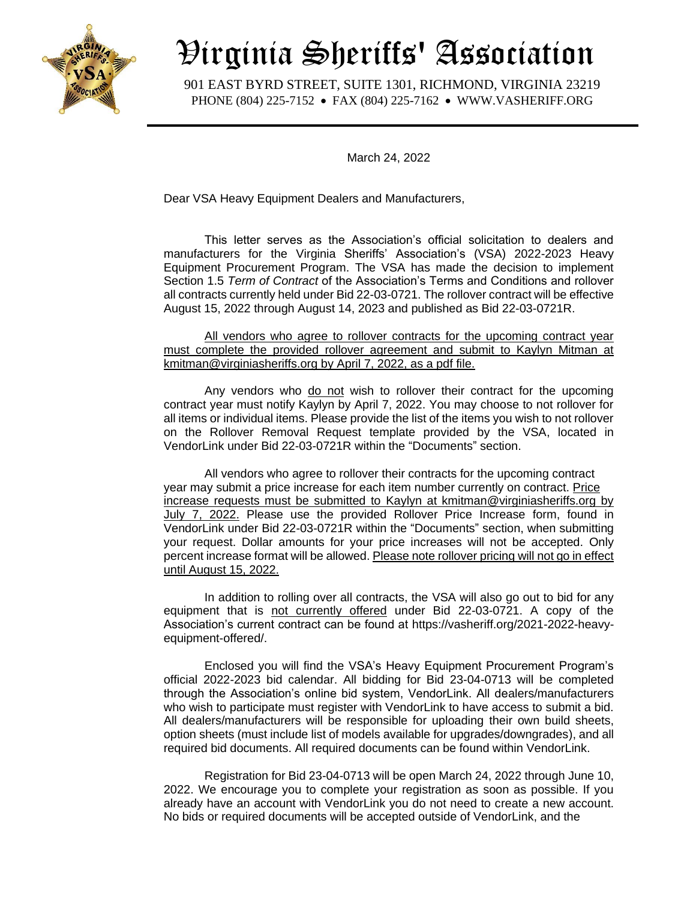# Virginia Sheriffs' Association

901 EAST BYRD STREET, SUITE 1301, RICHMOND, VIRGINIA 23219
PHONE (804) 225-7152 • FAX (804) 225-7162 • WWW.VASHERIFF.ORG

March 24, 2022

Dear VSA Heavy Equipment Dealers and Manufacturers,

This letter serves as the Association's official solicitation to dealers and manufacturers for the Virginia Sheriffs' Association's (VSA) 2022-2023 Heavy Equipment Procurement Program. The VSA has made the decision to implement Section 1.5 *Term of Contract* of the Association's Terms and Conditions and rollover all contracts currently held under Bid 22-03-0721. The rollover contract will be effective August 15, 2022 through August 14, 2023 and published as Bid 22-03-0721R.

<u>All vendors who agree to rollover contracts for the upcoming contract year must complete the provided rollover agreement and submit to Kaylyn Mitman at kmitman@virginiasheriffs.org by April 7, 2022, as a pdf file.</u>

Any vendors who <u>do not</u> wish to rollover their contract for the upcoming contract year must notify Kaylyn by April 7, 2022. You may choose to not rollover for all items or individual items. Please provide the list of the items you wish to not rollover on the Rollover Removal Request template provided by the VSA, located in VendorLink under Bid 22-03-0721R within the "Documents" section.

All vendors who agree to rollover their contracts for the upcoming contract year may submit a price increase for each item number currently on contract. <u>Price increase requests must be submitted to Kaylyn at kmitman@virginiasheriffs.org by July 7, 2022.</u> Please use the provided Rollover Price Increase form, found in VendorLink under Bid 22-03-0721R within the "Documents" section, when submitting your request. Dollar amounts for your price increases will not be accepted. Only percent increase format will be allowed. <u>Please note rollover pricing will not go in effect until August 15, 2022.</u>

In addition to rolling over all contracts, the VSA will also go out to bid for any equipment that is <u>not currently offered</u> under Bid 22-03-0721. A copy of the Association's current contract can be found at https://vasheriff.org/2021-2022-heavy-equipment-offered/.

Enclosed you will find the VSA's Heavy Equipment Procurement Program's official 2022-2023 bid calendar. All bidding for Bid 23-04-0713 will be completed through the Association's online bid system, VendorLink. All dealers/manufacturers who wish to participate must register with VendorLink to have access to submit a bid. All dealers/manufacturers will be responsible for uploading their own build sheets, option sheets (must include list of models available for upgrades/downgrades), and all required bid documents. All required documents can be found within VendorLink.

Registration for Bid 23-04-0713 will be open March 24, 2022 through June 10, 2022. We encourage you to complete your registration as soon as possible. If you already have an account with VendorLink you do not need to create a new account. No bids or required documents will be accepted outside of VendorLink, and the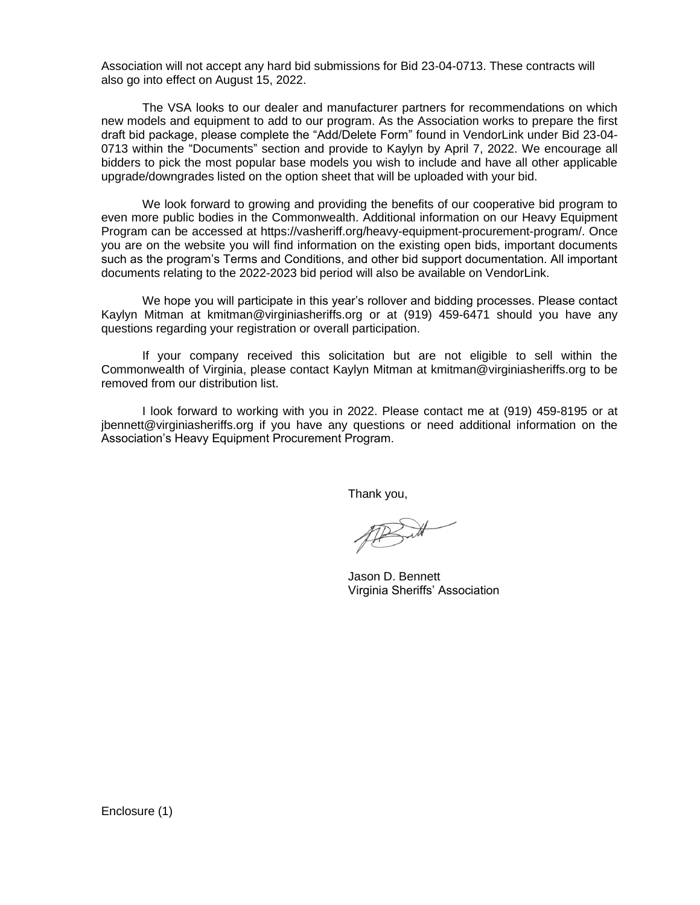Association will not accept any hard bid submissions for Bid 23-04-0713. These contracts will also go into effect on August 15, 2022.

The VSA looks to our dealer and manufacturer partners for recommendations on which new models and equipment to add to our program. As the Association works to prepare the first draft bid package, please complete the "Add/Delete Form" found in VendorLink under Bid 23-04-0713 within the "Documents" section and provide to Kaylyn by April 7, 2022. We encourage all bidders to pick the most popular base models you wish to include and have all other applicable upgrade/downgrades listed on the option sheet that will be uploaded with your bid.

We look forward to growing and providing the benefits of our cooperative bid program to even more public bodies in the Commonwealth. Additional information on our Heavy Equipment Program can be accessed at https://vasheriff.org/heavy-equipment-procurement-program/. Once you are on the website you will find information on the existing open bids, important documents such as the program's Terms and Conditions, and other bid support documentation. All important documents relating to the 2022-2023 bid period will also be available on VendorLink.

We hope you will participate in this year's rollover and bidding processes. Please contact Kaylyn Mitman at kmitman@virginiasheriffs.org or at (919) 459-6471 should you have any questions regarding your registration or overall participation.

If your company received this solicitation but are not eligible to sell within the Commonwealth of Virginia, please contact Kaylyn Mitman at kmitman@virginiasheriffs.org to be removed from our distribution list.

I look forward to working with you in 2022. Please contact me at (919) 459-8195 or at jbennett@virginiasheriffs.org if you have any questions or need additional information on the Association's Heavy Equipment Procurement Program.

Thank you,

Jason D. Bennett
Virginia Sheriffs' Association

Enclosure (1)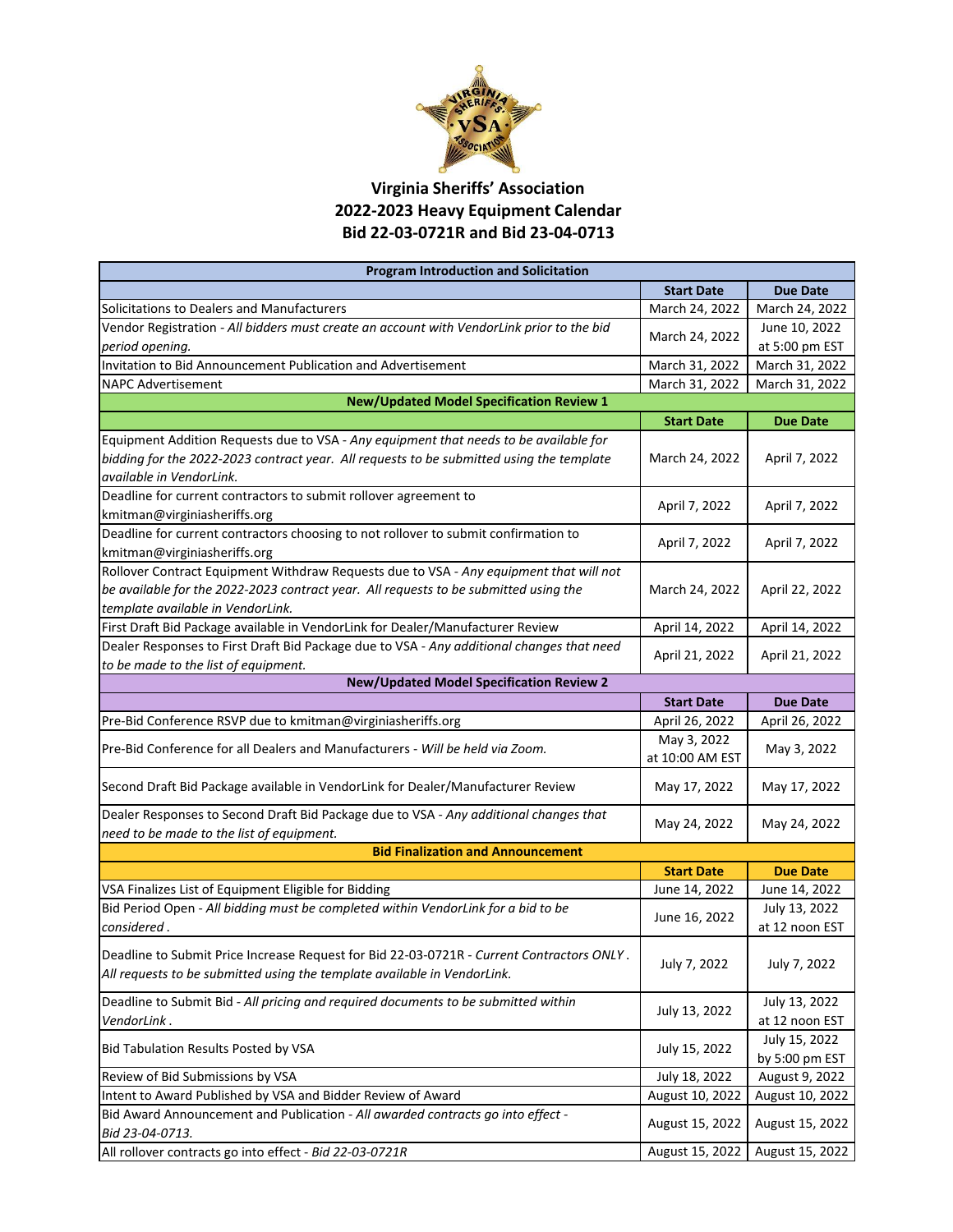# Virginia Sheriffs' Association
## 2022-2023 Heavy Equipment Calendar
## Bid 22-03-0721R and Bid 23-04-0713

| Program Introduction and Solicitation | | |
|---|---|---|
| | **Start Date** | **Due Date** |
| Solicitations to Dealers and Manufacturers | March 24, 2022 | March 24, 2022 |
| Vendor Registration - *All bidders must create an account with VendorLink prior to the bid period opening.* | March 24, 2022 | June 10, 2022 at 5:00 pm EST |
| Invitation to Bid Announcement Publication and Advertisement | March 31, 2022 | March 31, 2022 |
| NAPC Advertisement | March 31, 2022 | March 31, 2022 |
| **New/Updated Model Specification Review 1** | | |
| | **Start Date** | **Due Date** |
| Equipment Addition Requests due to VSA - *Any equipment that needs to be available for bidding for the 2022-2023 contract year. All requests to be submitted using the template available in VendorLink.* | March 24, 2022 | April 7, 2022 |
| Deadline for current contractors to submit rollover agreement to kmitman@virginiasheriffs.org | April 7, 2022 | April 7, 2022 |
| Deadline for current contractors choosing to not rollover to submit confirmation to kmitman@virginiasheriffs.org | April 7, 2022 | April 7, 2022 |
| Rollover Contract Equipment Withdraw Requests due to VSA - *Any equipment that will not be available for the 2022-2023 contract year. All requests to be submitted using the template available in VendorLink.* | March 24, 2022 | April 22, 2022 |
| First Draft Bid Package available in VendorLink for Dealer/Manufacturer Review | April 14, 2022 | April 14, 2022 |
| Dealer Responses to First Draft Bid Package due to VSA - *Any additional changes that need to be made to the list of equipment.* | April 21, 2022 | April 21, 2022 |
| **New/Updated Model Specification Review 2** | | |
| | **Start Date** | **Due Date** |
| Pre-Bid Conference RSVP due to kmitman@virginiasheriffs.org | April 26, 2022 | April 26, 2022 |
| Pre-Bid Conference for all Dealers and Manufacturers - *Will be held via Zoom.* | May 3, 2022 at 10:00 AM EST | May 3, 2022 |
| Second Draft Bid Package available in VendorLink for Dealer/Manufacturer Review | May 17, 2022 | May 17, 2022 |
| Dealer Responses to Second Draft Bid Package due to VSA - *Any additional changes that need to be made to the list of equipment.* | May 24, 2022 | May 24, 2022 |
| **Bid Finalization and Announcement** | | |
| | **Start Date** | **Due Date** |
| VSA Finalizes List of Equipment Eligible for Bidding | June 14, 2022 | June 14, 2022 |
| Bid Period Open - *All bidding must be completed within VendorLink for a bid to be considered*. | June 16, 2022 | July 13, 2022 at 12 noon EST |
| Deadline to Submit Price Increase Request for Bid 22-03-0721R - *Current Contractors ONLY*. *All requests to be submitted using the template available in VendorLink.* | July 7, 2022 | July 7, 2022 |
| Deadline to Submit Bid - *All pricing and required documents to be submitted within VendorLink*. | July 13, 2022 | July 13, 2022 at 12 noon EST |
| Bid Tabulation Results Posted by VSA | July 15, 2022 | July 15, 2022 by 5:00 pm EST |
| Review of Bid Submissions by VSA | July 18, 2022 | August 9, 2022 |
| Intent to Award Published by VSA and Bidder Review of Award | August 10, 2022 | August 10, 2022 |
| Bid Award Announcement and Publication - *All awarded contracts go into effect - Bid 23-04-0713.* | August 15, 2022 | August 15, 2022 |
| All rollover contracts go into effect - *Bid 22-03-0721R* | August 15, 2022 | August 15, 2022 |